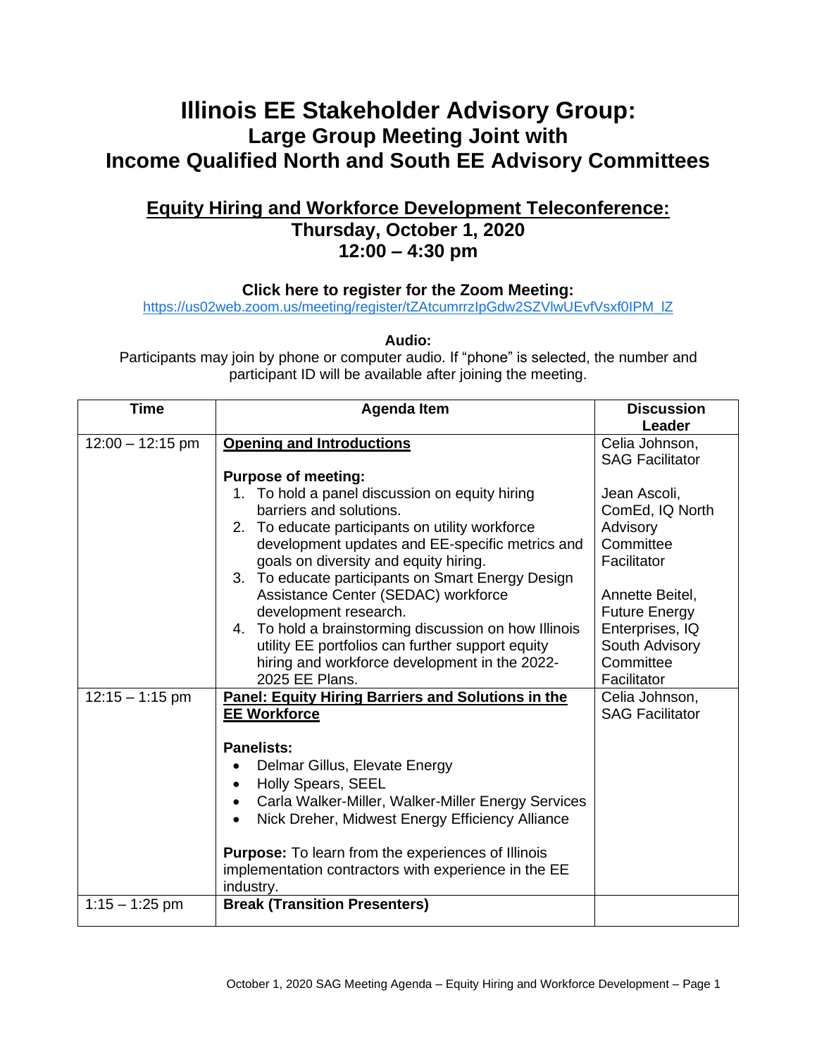# Illinois EE Stakeholder Advisory Group:
## Large Group Meeting Joint with Income Qualified North and South EE Advisory Committees

## Equity Hiring and Workforce Development Teleconference:
### Thursday, October 1, 2020
### 12:00 – 4:30 pm

**Click here to register for the Zoom Meeting:**
https://us02web.zoom.us/meeting/register/tZAtcumrrzIpGdw2SZVlwUEvfVsxf0IPM_lZ

**Audio:**
Participants may join by phone or computer audio. If "phone" is selected, the number and participant ID will be available after joining the meeting.

| Time | Agenda Item | Discussion Leader |
|---|---|---|
| 12:00 – 12:15 pm | **Opening and Introductions**<br><br>**Purpose of meeting:**<br>1. To hold a panel discussion on equity hiring barriers and solutions.<br>2. To educate participants on utility workforce development updates and EE-specific metrics and goals on diversity and equity hiring.<br>3. To educate participants on Smart Energy Design Assistance Center (SEDAC) workforce development research.<br>4. To hold a brainstorming discussion on how Illinois utility EE portfolios can further support equity hiring and workforce development in the 2022-2025 EE Plans. | Celia Johnson, SAG Facilitator<br><br>Jean Ascoli, ComEd, IQ North Advisory Committee Facilitator<br><br>Annette Beitel, Future Energy Enterprises, IQ South Advisory Committee Facilitator |
| 12:15 – 1:15 pm | **Panel: Equity Hiring Barriers and Solutions in the EE Workforce**<br><br>**Panelists:**<br>• Delmar Gillus, Elevate Energy<br>• Holly Spears, SEEL<br>• Carla Walker-Miller, Walker-Miller Energy Services<br>• Nick Dreher, Midwest Energy Efficiency Alliance<br><br>**Purpose:** To learn from the experiences of Illinois implementation contractors with experience in the EE industry. | Celia Johnson, SAG Facilitator |
| 1:15 – 1:25 pm | **Break (Transition Presenters)** | |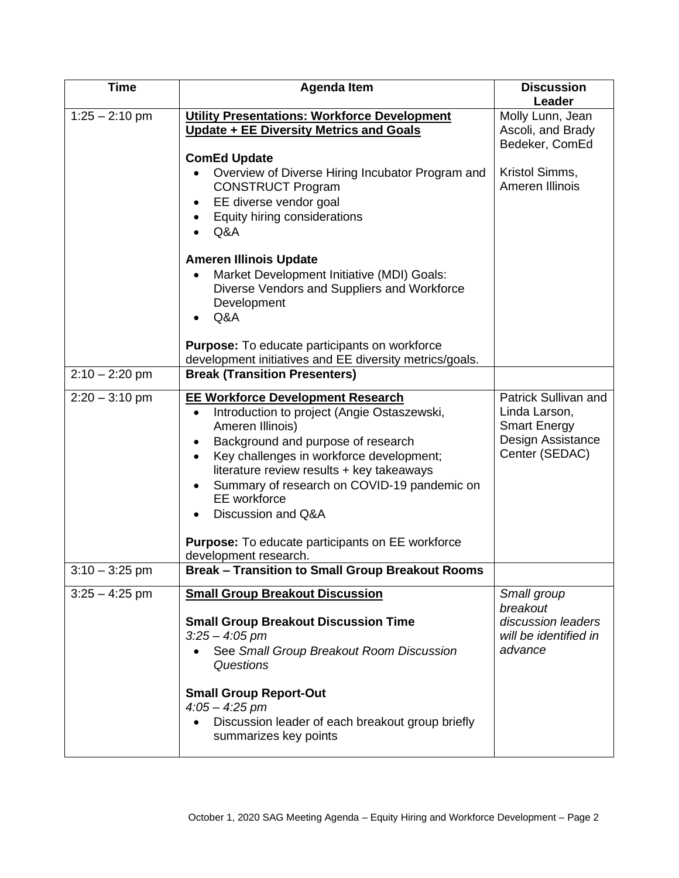| Time | Agenda Item | Discussion Leader |
|---|---|---|
| 1:25 – 2:10 pm | **Utility Presentations: Workforce Development Update + EE Diversity Metrics and Goals**<br><br>**ComEd Update**<br>• Overview of Diverse Hiring Incubator Program and CONSTRUCT Program<br>• EE diverse vendor goal<br>• Equity hiring considerations<br>• Q&A<br><br>**Ameren Illinois Update**<br>• Market Development Initiative (MDI) Goals: Diverse Vendors and Suppliers and Workforce Development<br>• Q&A<br><br>**Purpose:** To educate participants on workforce development initiatives and EE diversity metrics/goals. | Molly Lunn, Jean Ascoli, and Brady Bedeker, ComEd<br><br>Kristol Simms, Ameren Illinois |
| 2:10 – 2:20 pm | **Break (Transition Presenters)** | |
| 2:20 – 3:10 pm | **EE Workforce Development Research**<br>• Introduction to project (Angie Ostaszewski, Ameren Illinois)<br>• Background and purpose of research<br>• Key challenges in workforce development; literature review results + key takeaways<br>• Summary of research on COVID-19 pandemic on EE workforce<br>• Discussion and Q&A<br><br>**Purpose:** To educate participants on EE workforce development research. | Patrick Sullivan and Linda Larson, Smart Energy Design Assistance Center (SEDAC) |
| 3:10 – 3:25 pm | **Break – Transition to Small Group Breakout Rooms** | |
| 3:25 – 4:25 pm | **Small Group Breakout Discussion**<br><br>**Small Group Breakout Discussion Time**<br>*3:25 – 4:05 pm*<br>• See *Small Group Breakout Room Discussion Questions*<br><br>**Small Group Report-Out**<br>*4:05 – 4:25 pm*<br>• Discussion leader of each breakout group briefly summarizes key points | *Small group breakout discussion leaders will be identified in advance* |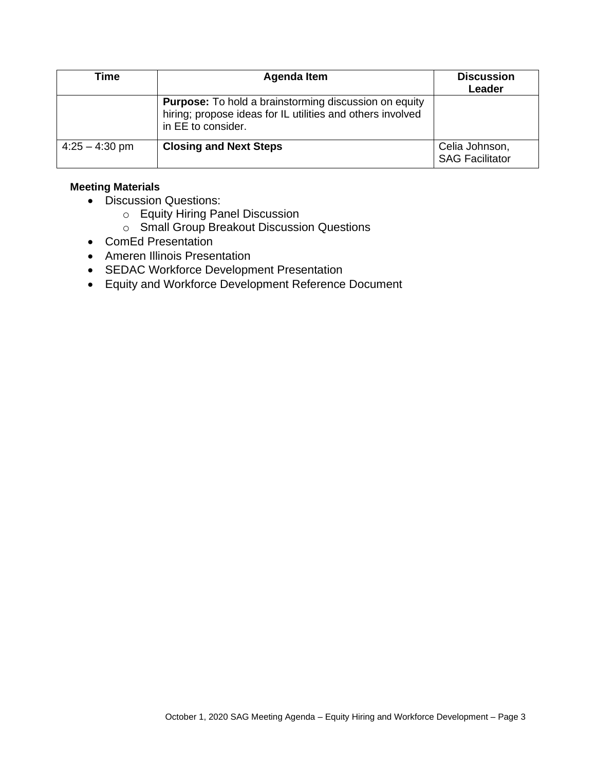| Time | Agenda Item | Discussion Leader |
|---|---|---|
| | **Purpose:** To hold a brainstorming discussion on equity hiring; propose ideas for IL utilities and others involved in EE to consider. | |
| 4:25 – 4:30 pm | **Closing and Next Steps** | Celia Johnson, SAG Facilitator |

**Meeting Materials**

- Discussion Questions:
  - Equity Hiring Panel Discussion
  - Small Group Breakout Discussion Questions
- ComEd Presentation
- Ameren Illinois Presentation
- SEDAC Workforce Development Presentation
- Equity and Workforce Development Reference Document